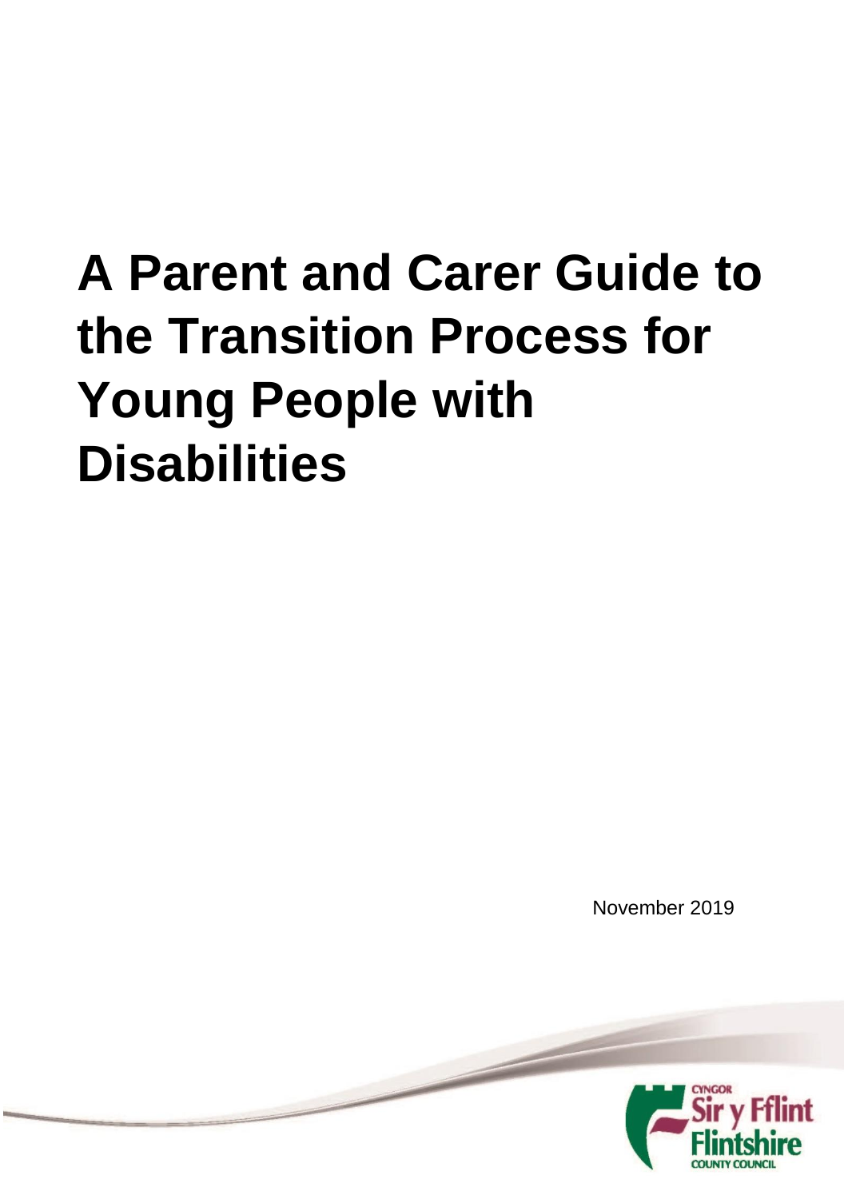# A Parent and Carer Guide to the Transition Process for Young People with Disabilities

November 2019

CYNGOR Sir y Fflint Flintshire COUNTY COUNCIL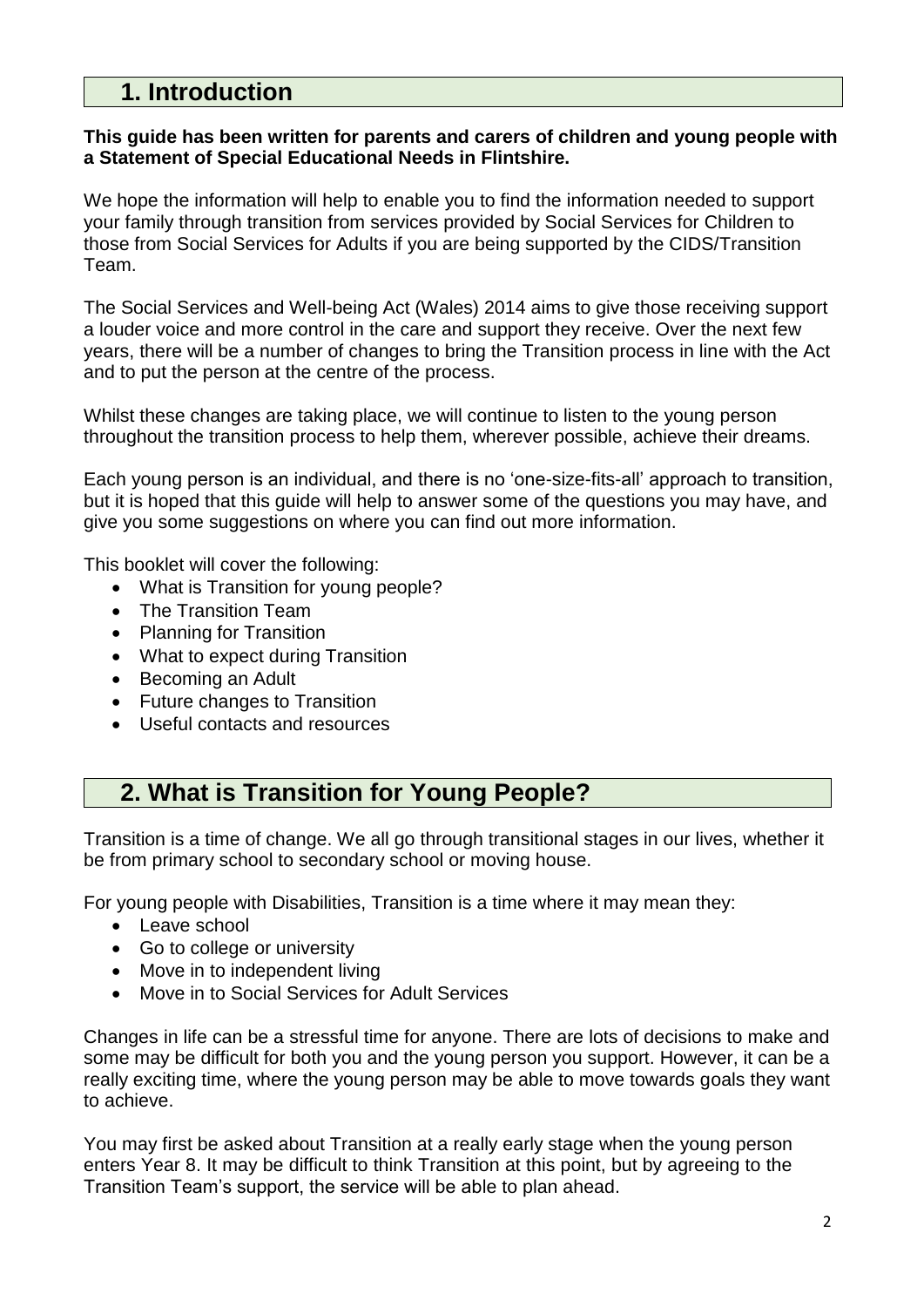## 1. Introduction

**This guide has been written for parents and carers of children and young people with a Statement of Special Educational Needs in Flintshire.**

We hope the information will help to enable you to find the information needed to support your family through transition from services provided by Social Services for Children to those from Social Services for Adults if you are being supported by the CIDS/Transition Team.

The Social Services and Well-being Act (Wales) 2014 aims to give those receiving support a louder voice and more control in the care and support they receive. Over the next few years, there will be a number of changes to bring the Transition process in line with the Act and to put the person at the centre of the process.

Whilst these changes are taking place, we will continue to listen to the young person throughout the transition process to help them, wherever possible, achieve their dreams.

Each young person is an individual, and there is no 'one-size-fits-all' approach to transition, but it is hoped that this guide will help to answer some of the questions you may have, and give you some suggestions on where you can find out more information.

This booklet will cover the following:

- What is Transition for young people?
- The Transition Team
- Planning for Transition
- What to expect during Transition
- Becoming an Adult
- Future changes to Transition
- Useful contacts and resources

## 2. What is Transition for Young People?

Transition is a time of change. We all go through transitional stages in our lives, whether it be from primary school to secondary school or moving house.

For young people with Disabilities, Transition is a time where it may mean they:

- Leave school
- Go to college or university
- Move in to independent living
- Move in to Social Services for Adult Services

Changes in life can be a stressful time for anyone. There are lots of decisions to make and some may be difficult for both you and the young person you support. However, it can be a really exciting time, where the young person may be able to move towards goals they want to achieve.

You may first be asked about Transition at a really early stage when the young person enters Year 8. It may be difficult to think Transition at this point, but by agreeing to the Transition Team's support, the service will be able to plan ahead.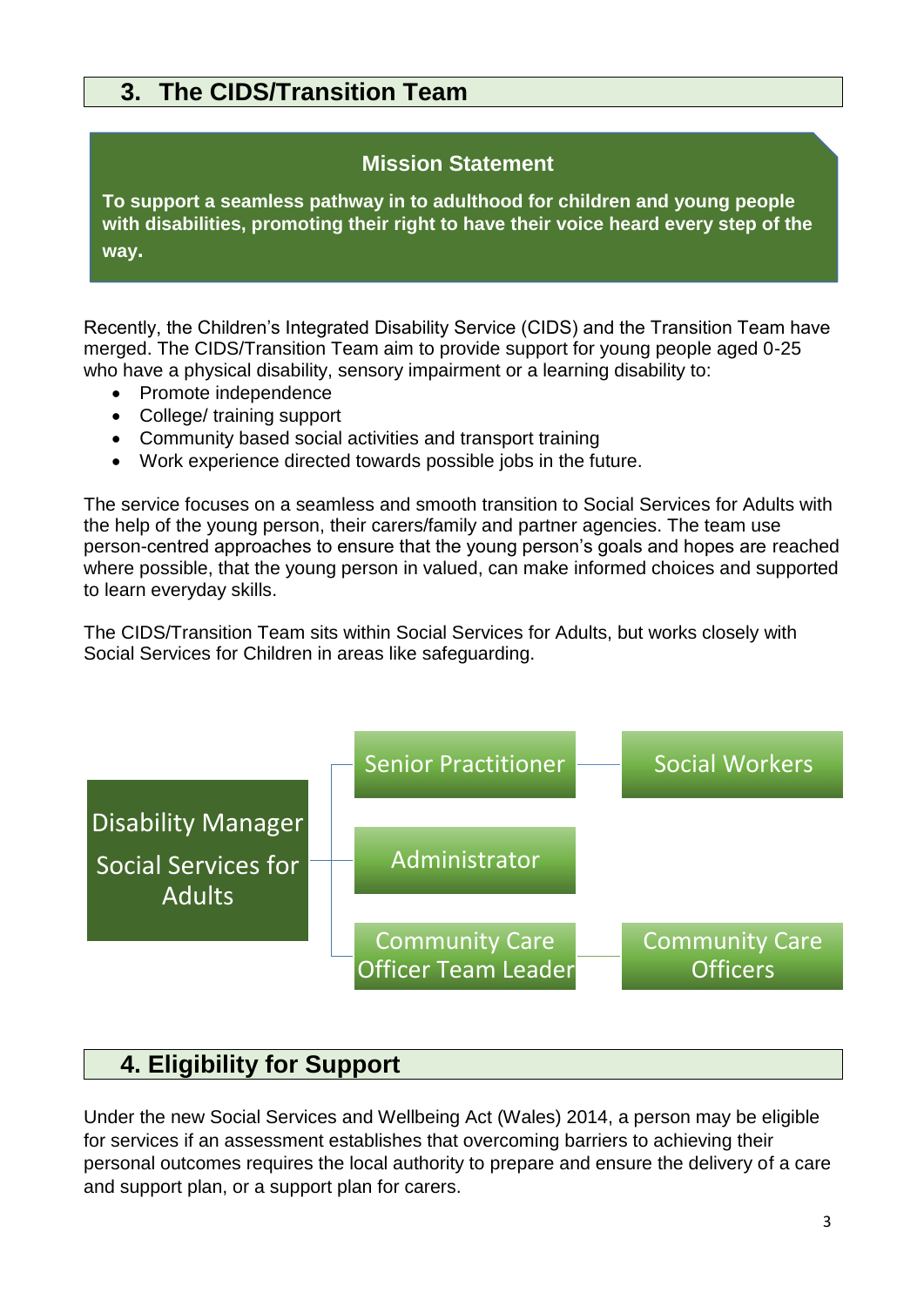## 3. The CIDS/Transition Team

**Mission Statement**

**To support a seamless pathway in to adulthood for children and young people with disabilities, promoting their right to have their voice heard every step of the way.**

Recently, the Children's Integrated Disability Service (CIDS) and the Transition Team have merged. The CIDS/Transition Team aim to provide support for young people aged 0-25 who have a physical disability, sensory impairment or a learning disability to:

- Promote independence
- College/ training support
- Community based social activities and transport training
- Work experience directed towards possible jobs in the future.

The service focuses on a seamless and smooth transition to Social Services for Adults with the help of the young person, their carers/family and partner agencies. The team use person-centred approaches to ensure that the young person's goals and hopes are reached where possible, that the young person in valued, can make informed choices and supported to learn everyday skills.

The CIDS/Transition Team sits within Social Services for Adults, but works closely with Social Services for Children in areas like safeguarding.

- Disability Manager Social Services for Adults
  - Senior Practitioner
    - Social Workers
  - Administrator
  - Community Care Officer Team Leader
    - Community Care Officers

## 4. Eligibility for Support

Under the new Social Services and Wellbeing Act (Wales) 2014, a person may be eligible for services if an assessment establishes that overcoming barriers to achieving their personal outcomes requires the local authority to prepare and ensure the delivery of a care and support plan, or a support plan for carers.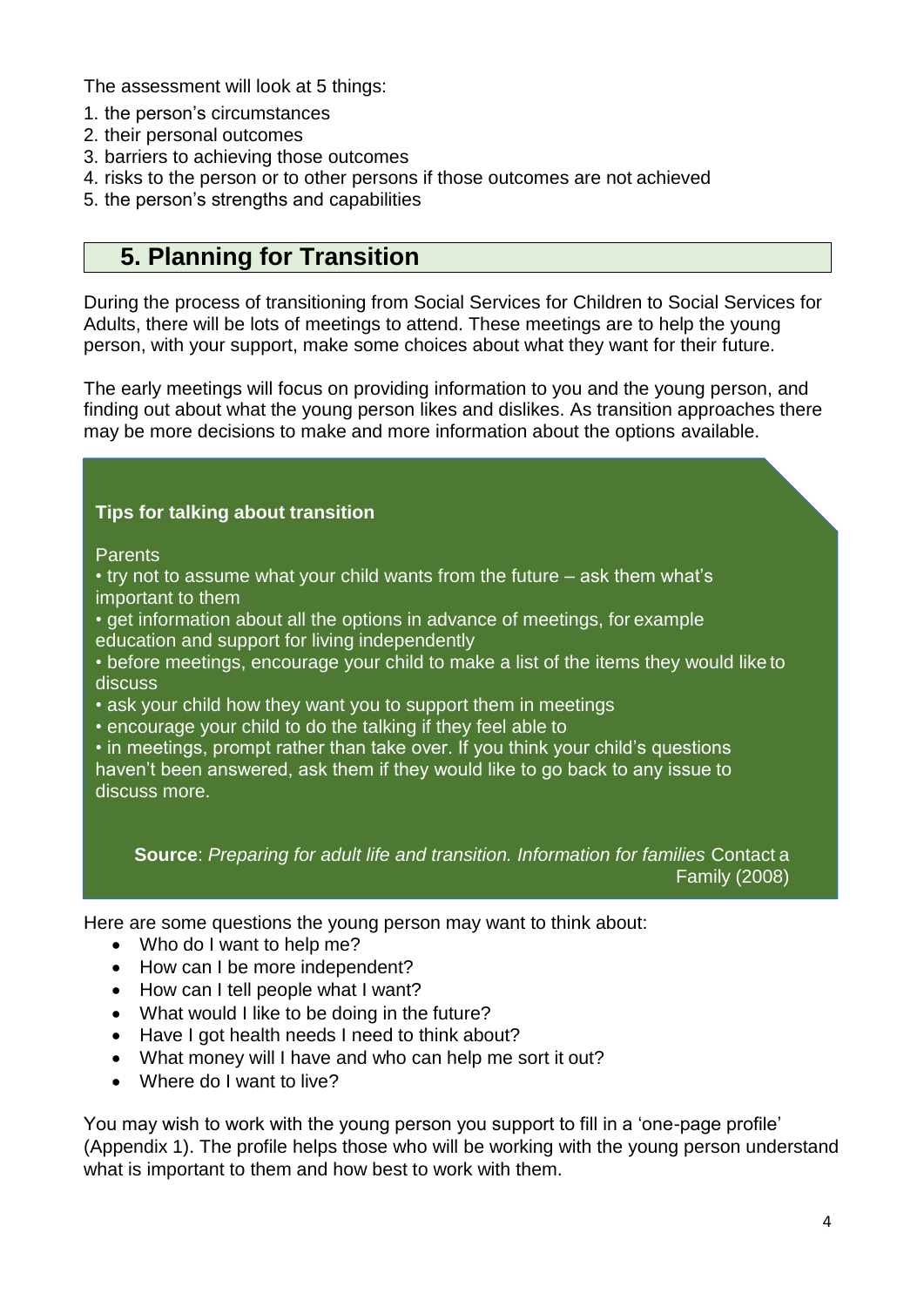The assessment will look at 5 things:

1. the person's circumstances
2. their personal outcomes
3. barriers to achieving those outcomes
4. risks to the person or to other persons if those outcomes are not achieved
5. the person's strengths and capabilities

## 5. Planning for Transition

During the process of transitioning from Social Services for Children to Social Services for Adults, there will be lots of meetings to attend. These meetings are to help the young person, with your support, make some choices about what they want for their future.

The early meetings will focus on providing information to you and the young person, and finding out about what the young person likes and dislikes. As transition approaches there may be more decisions to make and more information about the options available.

**Tips for talking about transition**

Parents

- try not to assume what your child wants from the future – ask them what's important to them
- get information about all the options in advance of meetings, for example education and support for living independently
- before meetings, encourage your child to make a list of the items they would like to discuss
- ask your child how they want you to support them in meetings
- encourage your child to do the talking if they feel able to
- in meetings, prompt rather than take over. If you think your child's questions haven't been answered, ask them if they would like to go back to any issue to discuss more.

**Source**: *Preparing for adult life and transition. Information for families* Contact a Family (2008)

Here are some questions the young person may want to think about:

- Who do I want to help me?
- How can I be more independent?
- How can I tell people what I want?
- What would I like to be doing in the future?
- Have I got health needs I need to think about?
- What money will I have and who can help me sort it out?
- Where do I want to live?

You may wish to work with the young person you support to fill in a 'one-page profile' (Appendix 1). The profile helps those who will be working with the young person understand what is important to them and how best to work with them.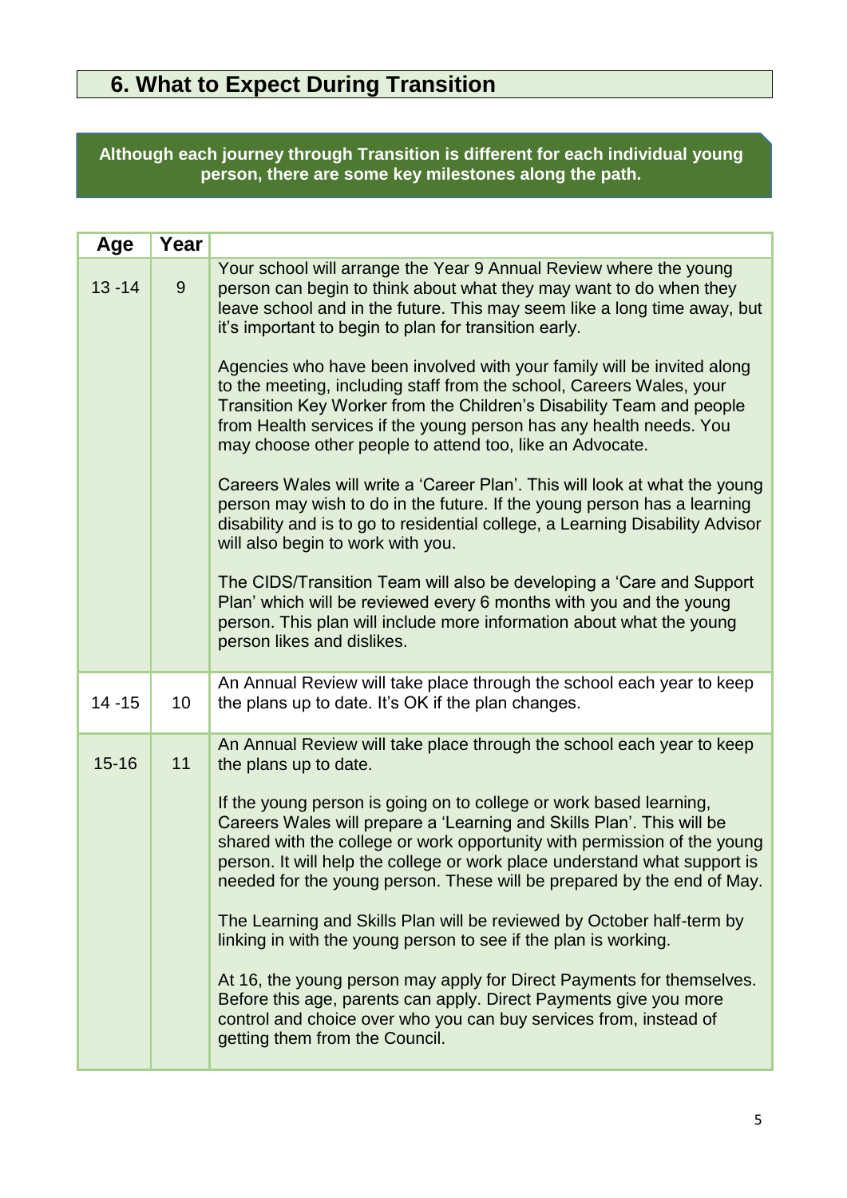## 6. What to Expect During Transition

**Although each journey through Transition is different for each individual young person, there are some key milestones along the path.**

| Age | Year | |
|---|---|---|
| 13 -14 | 9 | Your school will arrange the Year 9 Annual Review where the young person can begin to think about what they may want to do when they leave school and in the future. This may seem like a long time away, but it's important to begin to plan for transition early.<br><br>Agencies who have been involved with your family will be invited along to the meeting, including staff from the school, Careers Wales, your Transition Key Worker from the Children's Disability Team and people from Health services if the young person has any health needs. You may choose other people to attend too, like an Advocate.<br><br>Careers Wales will write a 'Career Plan'. This will look at what the young person may wish to do in the future. If the young person has a learning disability and is to go to residential college, a Learning Disability Advisor will also begin to work with you.<br><br>The CIDS/Transition Team will also be developing a 'Care and Support Plan' which will be reviewed every 6 months with you and the young person. This plan will include more information about what the young person likes and dislikes. |
| 14 -15 | 10 | An Annual Review will take place through the school each year to keep the plans up to date. It's OK if the plan changes. |
| 15-16 | 11 | An Annual Review will take place through the school each year to keep the plans up to date.<br><br>If the young person is going on to college or work based learning, Careers Wales will prepare a 'Learning and Skills Plan'. This will be shared with the college or work opportunity with permission of the young person. It will help the college or work place understand what support is needed for the young person. These will be prepared by the end of May.<br><br>The Learning and Skills Plan will be reviewed by October half-term by linking in with the young person to see if the plan is working.<br><br>At 16, the young person may apply for Direct Payments for themselves. Before this age, parents can apply. Direct Payments give you more control and choice over who you can buy services from, instead of getting them from the Council. |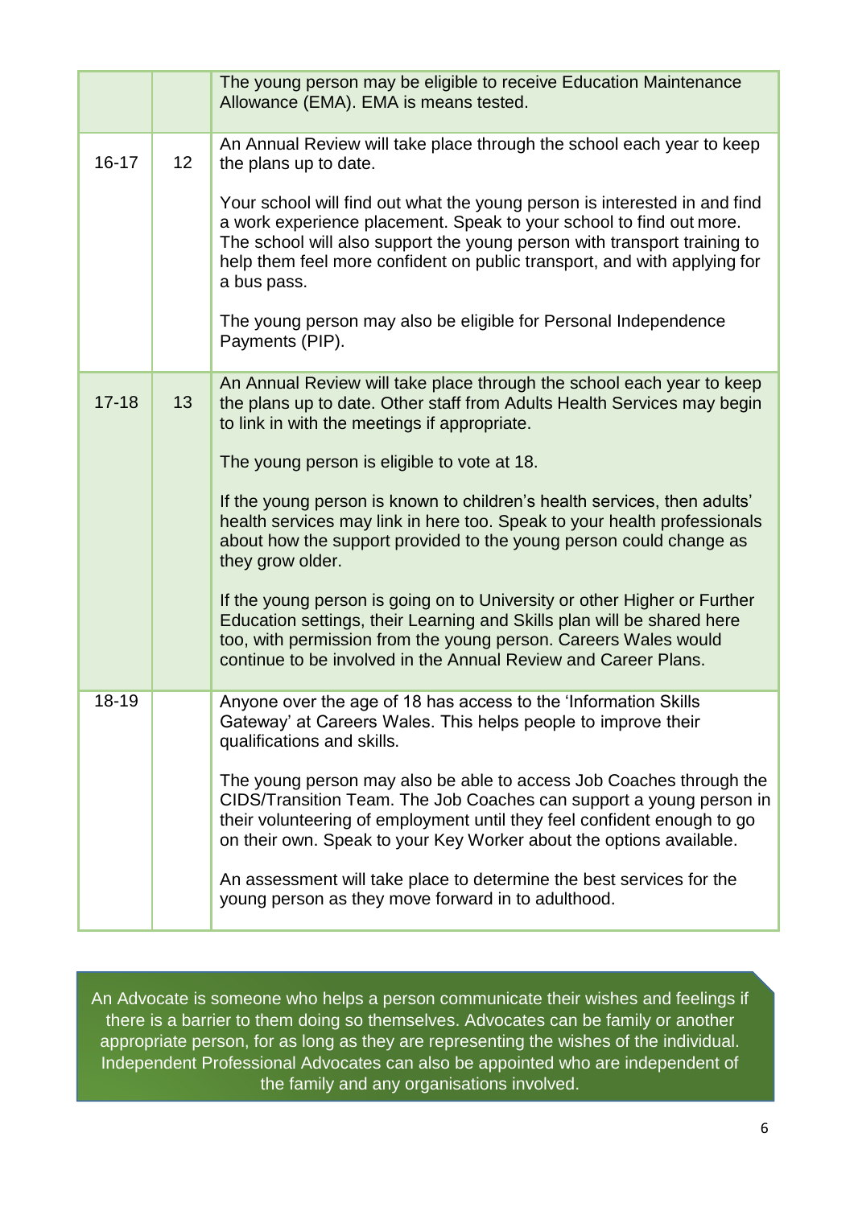| | | |
|---|---|---|
| | | The young person may be eligible to receive Education Maintenance Allowance (EMA). EMA is means tested. |
| 16-17 | 12 | An Annual Review will take place through the school each year to keep the plans up to date.<br><br>Your school will find out what the young person is interested in and find a work experience placement. Speak to your school to find out more. The school will also support the young person with transport training to help them feel more confident on public transport, and with applying for a bus pass.<br><br>The young person may also be eligible for Personal Independence Payments (PIP). |
| 17-18 | 13 | An Annual Review will take place through the school each year to keep the plans up to date. Other staff from Adults Health Services may begin to link in with the meetings if appropriate.<br><br>The young person is eligible to vote at 18.<br><br>If the young person is known to children's health services, then adults' health services may link in here too. Speak to your health professionals about how the support provided to the young person could change as they grow older.<br><br>If the young person is going on to University or other Higher or Further Education settings, their Learning and Skills plan will be shared here too, with permission from the young person. Careers Wales would continue to be involved in the Annual Review and Career Plans. |
| 18-19 | | Anyone over the age of 18 has access to the 'Information Skills Gateway' at Careers Wales. This helps people to improve their qualifications and skills.<br><br>The young person may also be able to access Job Coaches through the CIDS/Transition Team. The Job Coaches can support a young person in their volunteering of employment until they feel confident enough to go on their own. Speak to your Key Worker about the options available.<br><br>An assessment will take place to determine the best services for the young person as they move forward in to adulthood. |

An Advocate is someone who helps a person communicate their wishes and feelings if there is a barrier to them doing so themselves. Advocates can be family or another appropriate person, for as long as they are representing the wishes of the individual. Independent Professional Advocates can also be appointed who are independent of the family and any organisations involved.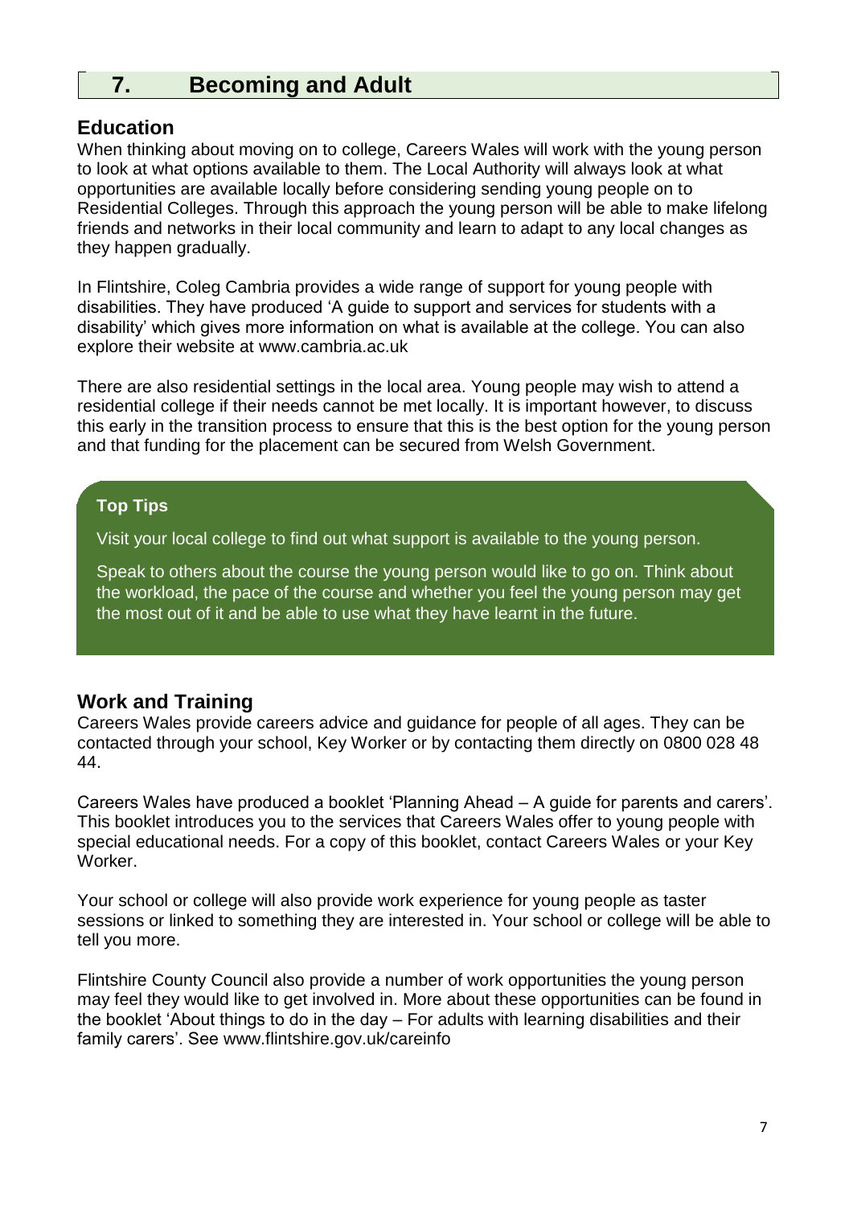# 7. Becoming and Adult

## Education

When thinking about moving on to college, Careers Wales will work with the young person to look at what options available to them. The Local Authority will always look at what opportunities are available locally before considering sending young people on to Residential Colleges. Through this approach the young person will be able to make lifelong friends and networks in their local community and learn to adapt to any local changes as they happen gradually.

In Flintshire, Coleg Cambria provides a wide range of support for young people with disabilities. They have produced 'A guide to support and services for students with a disability' which gives more information on what is available at the college. You can also explore their website at www.cambria.ac.uk

There are also residential settings in the local area. Young people may wish to attend a residential college if their needs cannot be met locally. It is important however, to discuss this early in the transition process to ensure that this is the best option for the young person and that funding for the placement can be secured from Welsh Government.

**Top Tips**

Visit your local college to find out what support is available to the young person.

Speak to others about the course the young person would like to go on. Think about the workload, the pace of the course and whether you feel the young person may get the most out of it and be able to use what they have learnt in the future.

## Work and Training

Careers Wales provide careers advice and guidance for people of all ages. They can be contacted through your school, Key Worker or by contacting them directly on 0800 028 48 44.

Careers Wales have produced a booklet 'Planning Ahead – A guide for parents and carers'. This booklet introduces you to the services that Careers Wales offer to young people with special educational needs. For a copy of this booklet, contact Careers Wales or your Key Worker.

Your school or college will also provide work experience for young people as taster sessions or linked to something they are interested in. Your school or college will be able to tell you more.

Flintshire County Council also provide a number of work opportunities the young person may feel they would like to get involved in. More about these opportunities can be found in the booklet 'About things to do in the day – For adults with learning disabilities and their family carers'. See www.flintshire.gov.uk/careinfo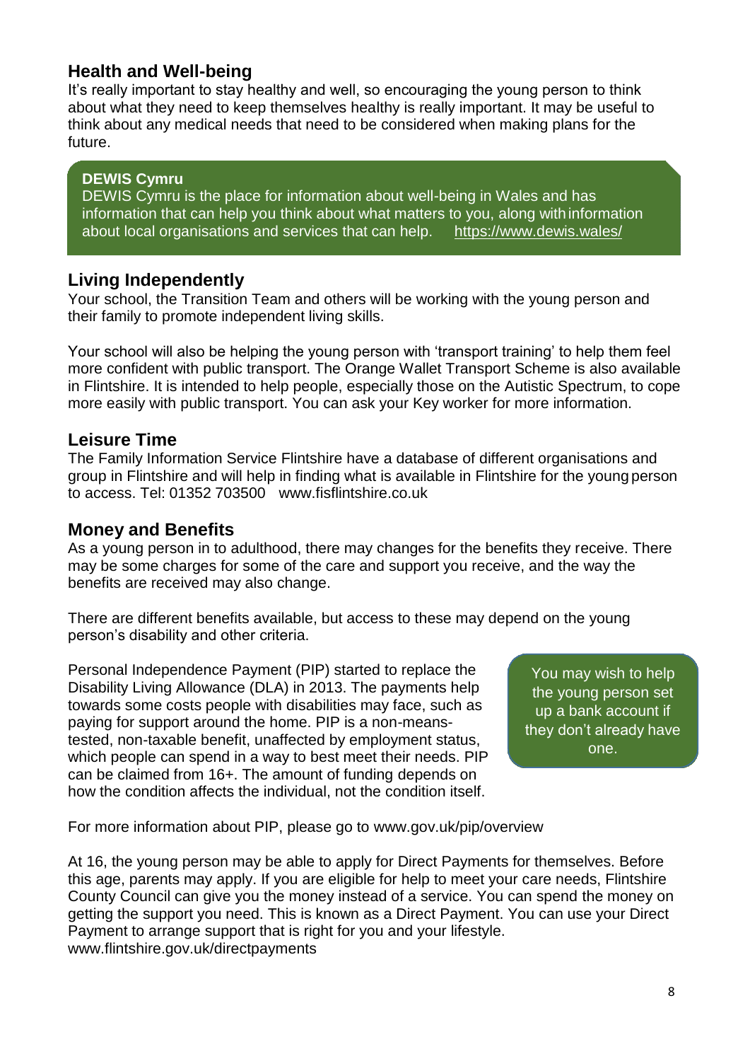## Health and Well-being

It's really important to stay healthy and well, so encouraging the young person to think about what they need to keep themselves healthy is really important. It may be useful to think about any medical needs that need to be considered when making plans for the future.

> **DEWIS Cymru**
> DEWIS Cymru is the place for information about well-being in Wales and has information that can help you think about what matters to you, along with information about local organisations and services that can help. https://www.dewis.wales/

## Living Independently

Your school, the Transition Team and others will be working with the young person and their family to promote independent living skills.

Your school will also be helping the young person with 'transport training' to help them feel more confident with public transport. The Orange Wallet Transport Scheme is also available in Flintshire. It is intended to help people, especially those on the Autistic Spectrum, to cope more easily with public transport. You can ask your Key worker for more information.

## Leisure Time

The Family Information Service Flintshire have a database of different organisations and group in Flintshire and will help in finding what is available in Flintshire for the young person to access. Tel: 01352 703500 www.fisflintshire.co.uk

## Money and Benefits

As a young person in to adulthood, there may changes for the benefits they receive. There may be some charges for some of the care and support you receive, and the way the benefits are received may also change.

There are different benefits available, but access to these may depend on the young person's disability and other criteria.

Personal Independence Payment (PIP) started to replace the Disability Living Allowance (DLA) in 2013. The payments help towards some costs people with disabilities may face, such as paying for support around the home. PIP is a non-means-tested, non-taxable benefit, unaffected by employment status, which people can spend in a way to best meet their needs. PIP can be claimed from 16+. The amount of funding depends on how the condition affects the individual, not the condition itself.

> You may wish to help the young person set up a bank account if they don't already have one.

For more information about PIP, please go to www.gov.uk/pip/overview

At 16, the young person may be able to apply for Direct Payments for themselves. Before this age, parents may apply. If you are eligible for help to meet your care needs, Flintshire County Council can give you the money instead of a service. You can spend the money on getting the support you need. This is known as a Direct Payment. You can use your Direct Payment to arrange support that is right for you and your lifestyle.
www.flintshire.gov.uk/directpayments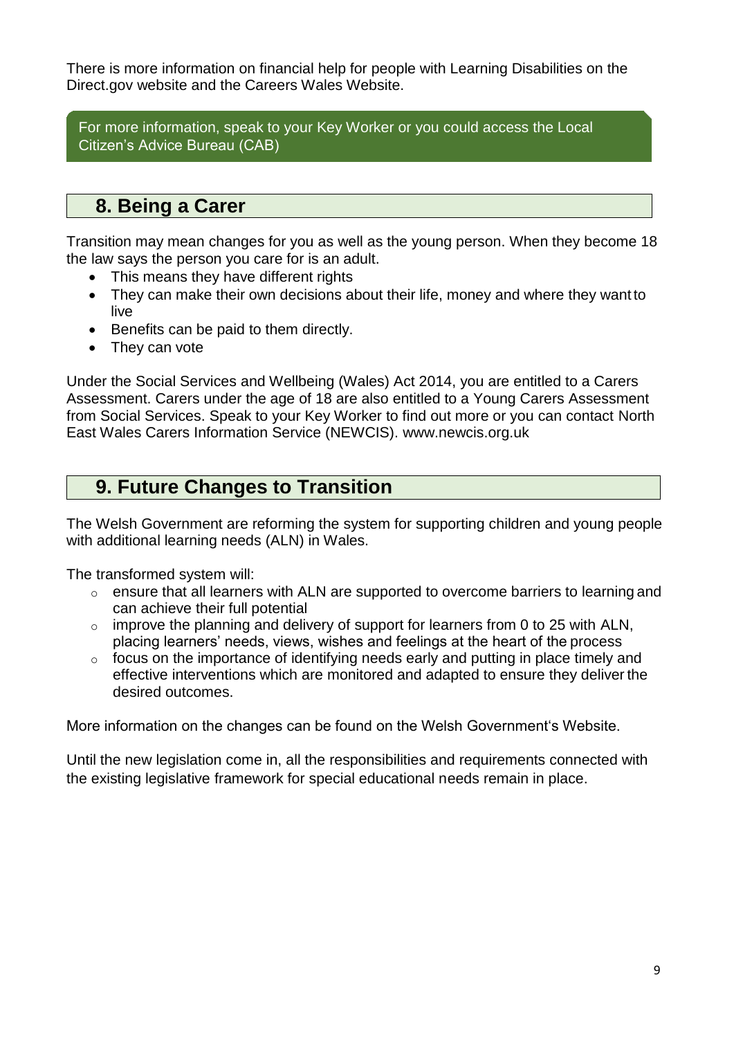There is more information on financial help for people with Learning Disabilities on the Direct.gov website and the Careers Wales Website.

For more information, speak to your Key Worker or you could access the Local Citizen's Advice Bureau (CAB)

## 8. Being a Carer

Transition may mean changes for you as well as the young person. When they become 18 the law says the person you care for is an adult.

- This means they have different rights
- They can make their own decisions about their life, money and where they want to live
- Benefits can be paid to them directly.
- They can vote

Under the Social Services and Wellbeing (Wales) Act 2014, you are entitled to a Carers Assessment. Carers under the age of 18 are also entitled to a Young Carers Assessment from Social Services. Speak to your Key Worker to find out more or you can contact North East Wales Carers Information Service (NEWCIS). www.newcis.org.uk

## 9. Future Changes to Transition

The Welsh Government are reforming the system for supporting children and young people with additional learning needs (ALN) in Wales.

The transformed system will:

- ensure that all learners with ALN are supported to overcome barriers to learning and can achieve their full potential
- improve the planning and delivery of support for learners from 0 to 25 with ALN, placing learners' needs, views, wishes and feelings at the heart of the process
- focus on the importance of identifying needs early and putting in place timely and effective interventions which are monitored and adapted to ensure they deliver the desired outcomes.

More information on the changes can be found on the Welsh Government's Website.

Until the new legislation come in, all the responsibilities and requirements connected with the existing legislative framework for special educational needs remain in place.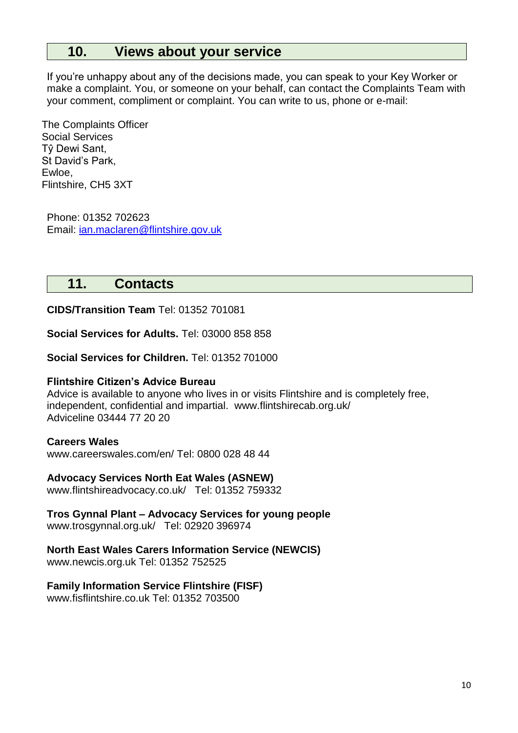## 10. Views about your service

If you're unhappy about any of the decisions made, you can speak to your Key Worker or make a complaint. You, or someone on your behalf, can contact the Complaints Team with your comment, compliment or complaint. You can write to us, phone or e-mail:

The Complaints Officer
Social Services
Tŷ Dewi Sant,
St David's Park,
Ewloe,
Flintshire, CH5 3XT

Phone: 01352 702623
Email: [ian.maclaren@flintshire.gov.uk](mailto:ian.maclaren@flintshire.gov.uk)

## 11. Contacts

**CIDS/Transition Team** Tel: 01352 701081

**Social Services for Adults.** Tel: 03000 858 858

**Social Services for Children.** Tel: 01352 701000

**Flintshire Citizen's Advice Bureau**
Advice is available to anyone who lives in or visits Flintshire and is completely free, independent, confidential and impartial. www.flintshirecab.org.uk/
Adviceline 03444 77 20 20

**Careers Wales**
www.careerswales.com/en/ Tel: 0800 028 48 44

**Advocacy Services North Eat Wales (ASNEW)**
www.flintshireadvocacy.co.uk/ Tel: 01352 759332

**Tros Gynnal Plant – Advocacy Services for young people**
www.trosgynnal.org.uk/ Tel: 02920 396974

**North East Wales Carers Information Service (NEWCIS)**
www.newcis.org.uk Tel: 01352 752525

**Family Information Service Flintshire (FISF)**
www.fisflintshire.co.uk Tel: 01352 703500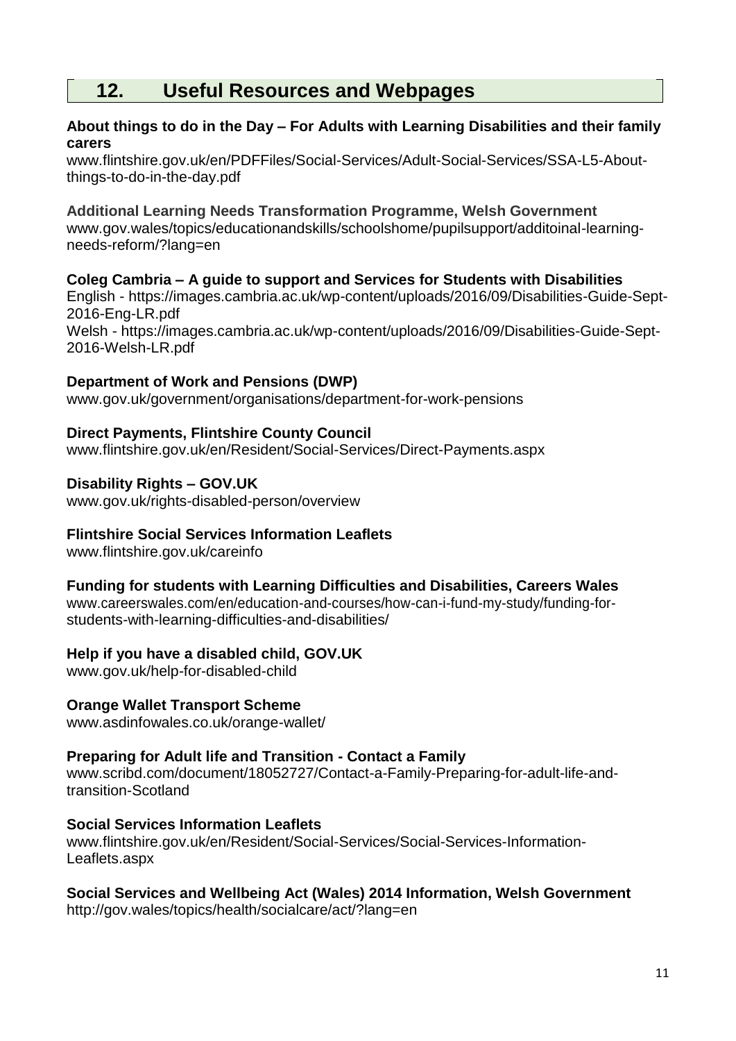## 12. Useful Resources and Webpages

**About things to do in the Day – For Adults with Learning Disabilities and their family carers**
www.flintshire.gov.uk/en/PDFFiles/Social-Services/Adult-Social-Services/SSA-L5-About-things-to-do-in-the-day.pdf

**Additional Learning Needs Transformation Programme, Welsh Government**
www.gov.wales/topics/educationandskills/schoolshome/pupilsupport/additoinal-learning-needs-reform/?lang=en

**Coleg Cambria – A guide to support and Services for Students with Disabilities**
English - https://images.cambria.ac.uk/wp-content/uploads/2016/09/Disabilities-Guide-Sept-2016-Eng-LR.pdf
Welsh - https://images.cambria.ac.uk/wp-content/uploads/2016/09/Disabilities-Guide-Sept-2016-Welsh-LR.pdf

**Department of Work and Pensions (DWP)**
www.gov.uk/government/organisations/department-for-work-pensions

**Direct Payments, Flintshire County Council**
www.flintshire.gov.uk/en/Resident/Social-Services/Direct-Payments.aspx

**Disability Rights – GOV.UK**
www.gov.uk/rights-disabled-person/overview

**Flintshire Social Services Information Leaflets**
www.flintshire.gov.uk/careinfo

**Funding for students with Learning Difficulties and Disabilities, Careers Wales**
www.careerswales.com/en/education-and-courses/how-can-i-fund-my-study/funding-for-students-with-learning-difficulties-and-disabilities/

**Help if you have a disabled child, GOV.UK**
www.gov.uk/help-for-disabled-child

**Orange Wallet Transport Scheme**
www.asdinfowales.co.uk/orange-wallet/

**Preparing for Adult life and Transition - Contact a Family**
www.scribd.com/document/18052727/Contact-a-Family-Preparing-for-adult-life-and-transition-Scotland

**Social Services Information Leaflets**
www.flintshire.gov.uk/en/Resident/Social-Services/Social-Services-Information-Leaflets.aspx

**Social Services and Wellbeing Act (Wales) 2014 Information, Welsh Government**
http://gov.wales/topics/health/socialcare/act/?lang=en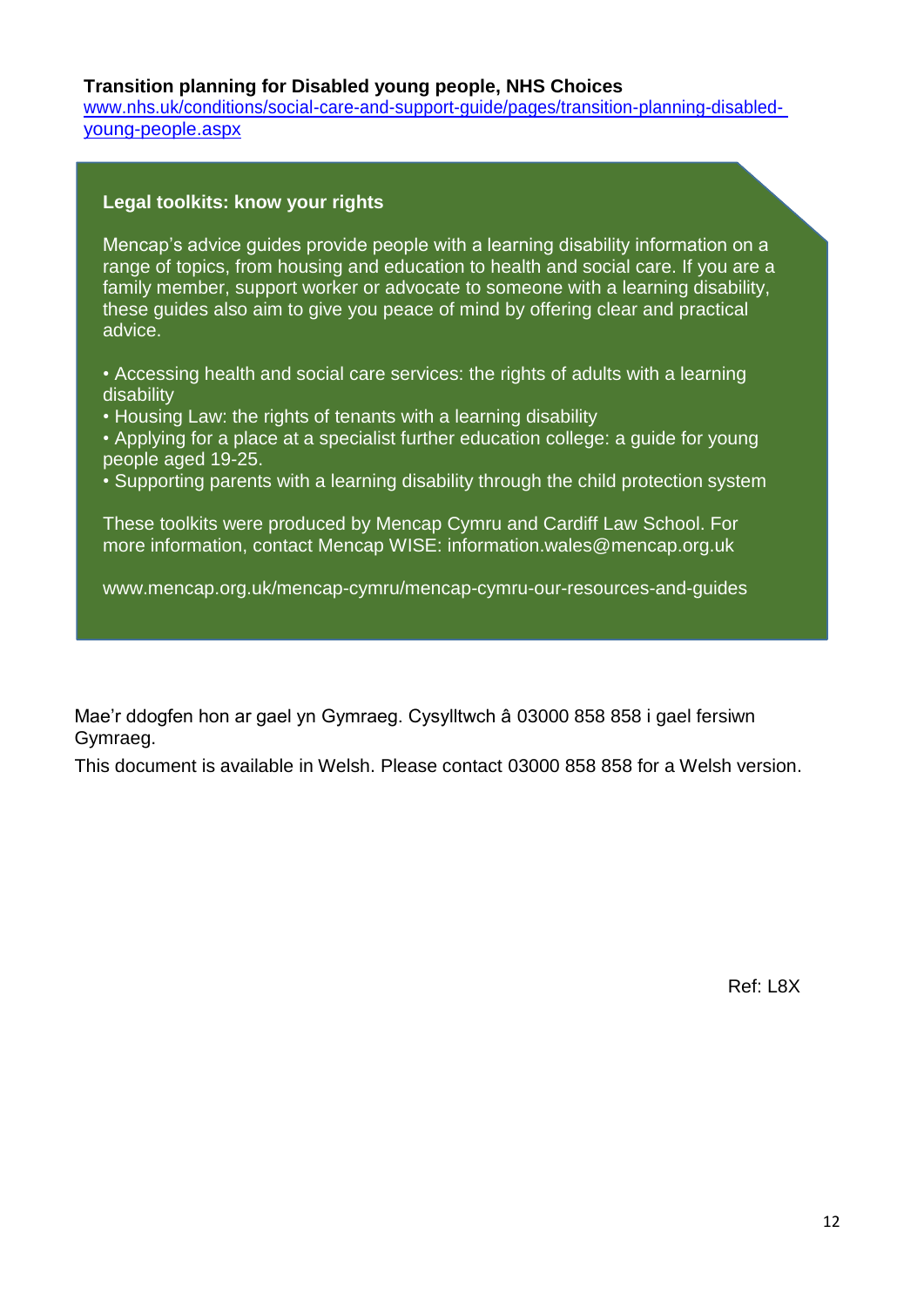**Transition planning for Disabled young people, NHS Choices**
[www.nhs.uk/conditions/social-care-and-support-guide/pages/transition-planning-disabled-young-people.aspx](www.nhs.uk/conditions/social-care-and-support-guide/pages/transition-planning-disabled-young-people.aspx)

**Legal toolkits: know your rights**

Mencap's advice guides provide people with a learning disability information on a range of topics, from housing and education to health and social care. If you are a family member, support worker or advocate to someone with a learning disability, these guides also aim to give you peace of mind by offering clear and practical advice.

- Accessing health and social care services: the rights of adults with a learning disability
- Housing Law: the rights of tenants with a learning disability
- Applying for a place at a specialist further education college: a guide for young people aged 19-25.
- Supporting parents with a learning disability through the child protection system

These toolkits were produced by Mencap Cymru and Cardiff Law School. For more information, contact Mencap WISE: information.wales@mencap.org.uk

www.mencap.org.uk/mencap-cymru/mencap-cymru-our-resources-and-guides

Mae'r ddogfen hon ar gael yn Gymraeg. Cysylltwch â 03000 858 858 i gael fersiwn Gymraeg.

This document is available in Welsh. Please contact 03000 858 858 for a Welsh version.

Ref: L8X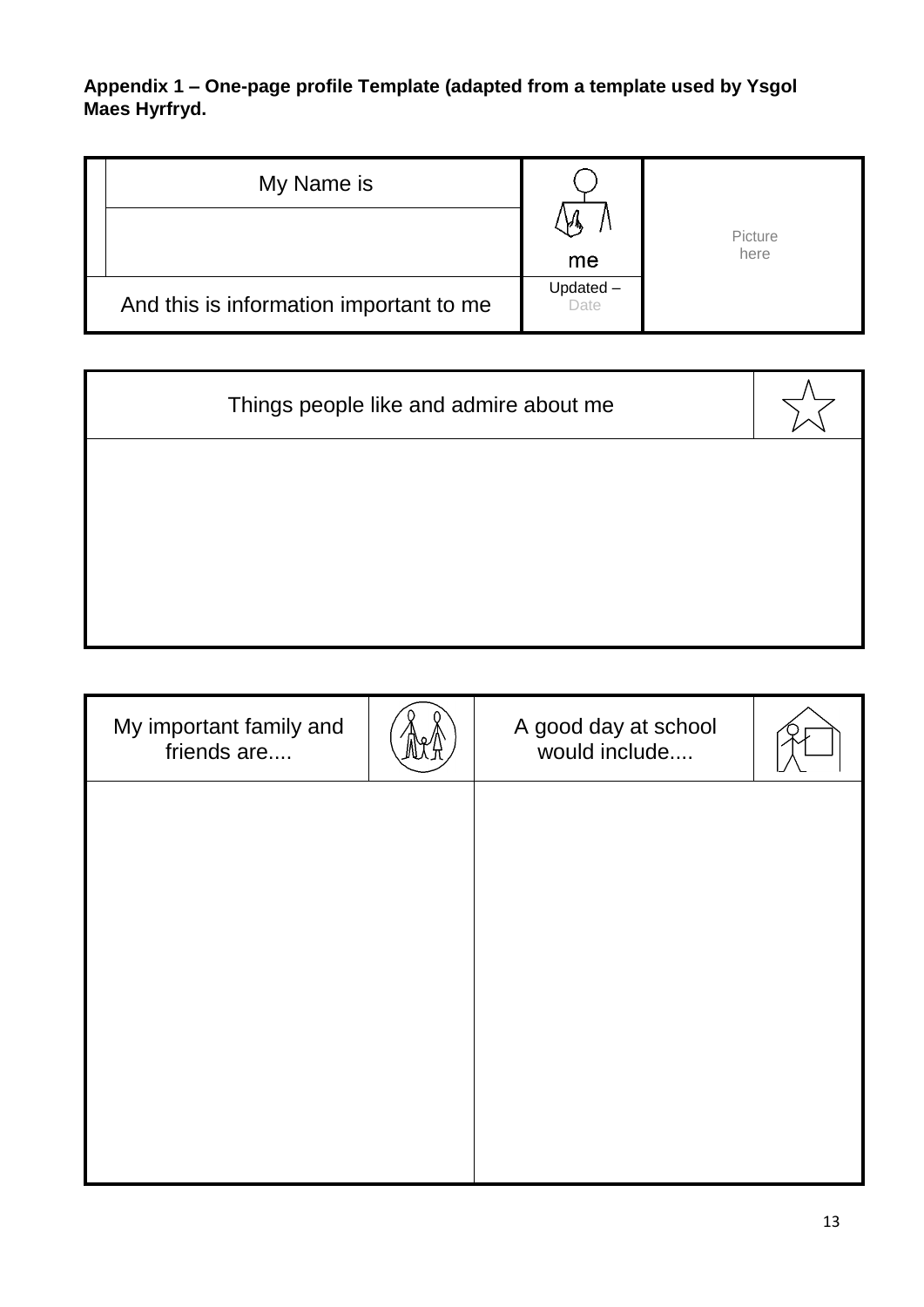**Appendix 1 – One-page profile Template (adapted from a template used by Ysgol Maes Hyrfryd.**

| My Name is | me | Picture here |
|---|---|---|
| | | |
| And this is information important to me | Updated – Date | |

| Things people like and admire about me |
|---|
| |

| My important family and friends are.... | A good day at school would include.... |
|---|---|
| | |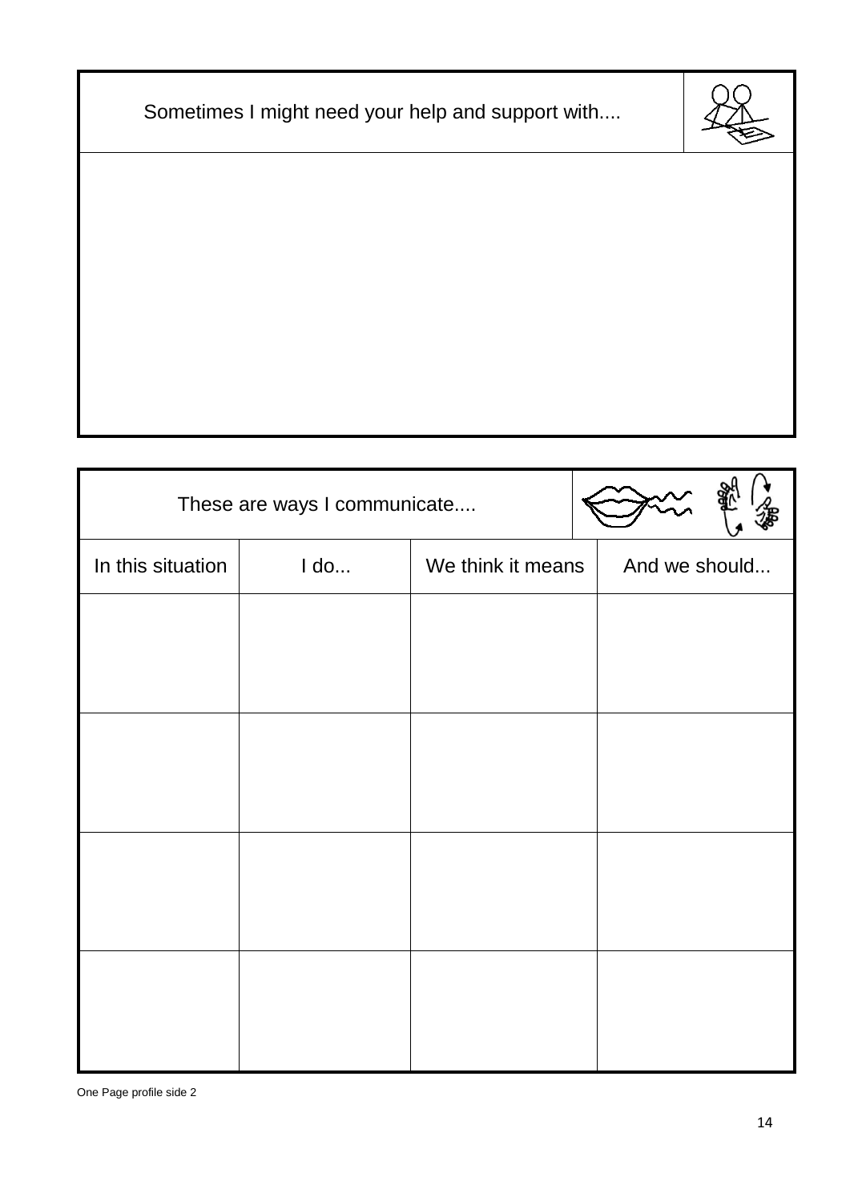Sometimes I might need your help and support with....

These are ways I communicate....

| In this situation | I do... | We think it means | And we should... |
| --- | --- | --- | --- |
| | | | |
| | | | |
| | | | |
| | | | |

One Page profile side 2